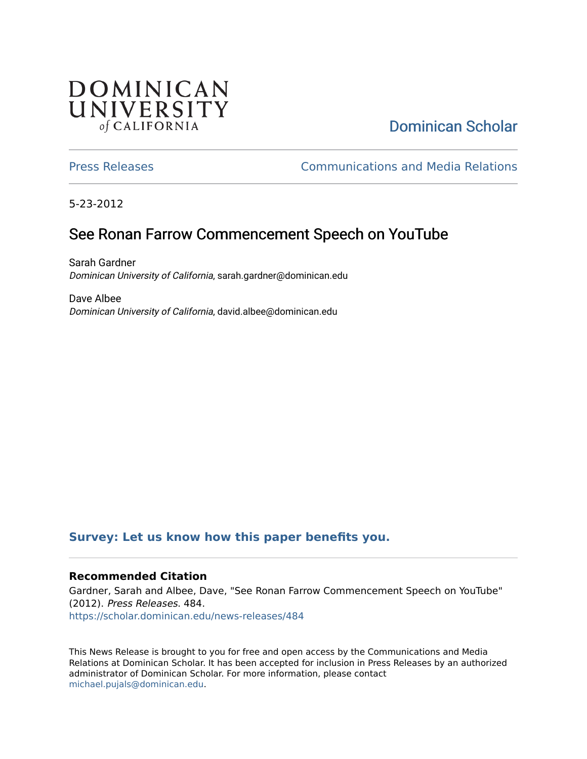DOMINICAN UNIVERSITY *of* CALIFORNIA

Dominican Scholar

Press Releases | Communications and Media Relations

5-23-2012

# See Ronan Farrow Commencement Speech on YouTube

Sarah Gardner
*Dominican University of California*, sarah.gardner@dominican.edu

Dave Albee
*Dominican University of California*, david.albee@dominican.edu

**Survey: Let us know how this paper benefits you.**

### Recommended Citation

Gardner, Sarah and Albee, Dave, "See Ronan Farrow Commencement Speech on YouTube" (2012). *Press Releases*. 484.
https://scholar.dominican.edu/news-releases/484

This News Release is brought to you for free and open access by the Communications and Media Relations at Dominican Scholar. It has been accepted for inclusion in Press Releases by an authorized administrator of Dominican Scholar. For more information, please contact michael.pujals@dominican.edu.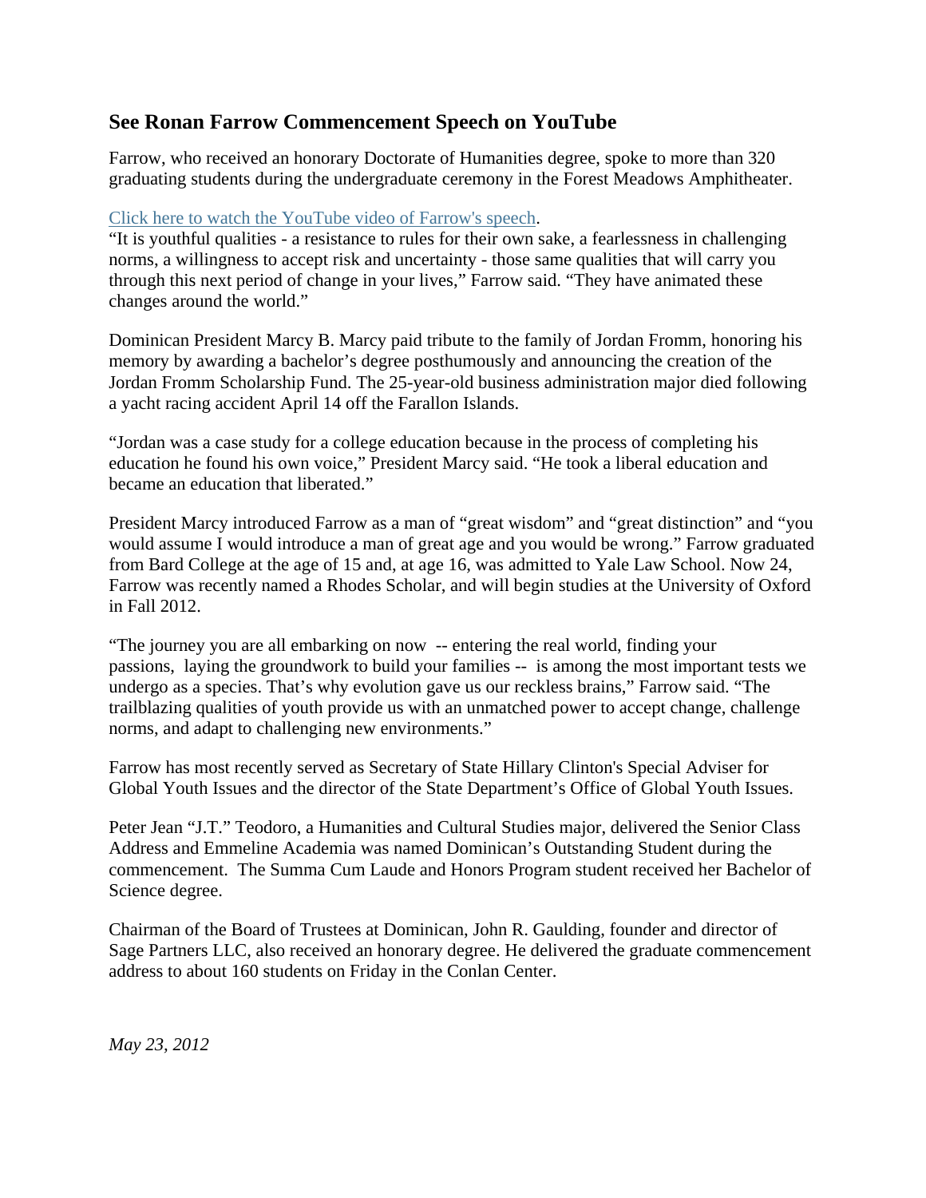## See Ronan Farrow Commencement Speech on YouTube

Farrow, who received an honorary Doctorate of Humanities degree, spoke to more than 320 graduating students during the undergraduate ceremony in the Forest Meadows Amphitheater.

[Click here to watch the YouTube video of Farrow's speech].

"It is youthful qualities - a resistance to rules for their own sake, a fearlessness in challenging norms, a willingness to accept risk and uncertainty - those same qualities that will carry you through this next period of change in your lives," Farrow said. "They have animated these changes around the world."

Dominican President Marcy B. Marcy paid tribute to the family of Jordan Fromm, honoring his memory by awarding a bachelor's degree posthumously and announcing the creation of the Jordan Fromm Scholarship Fund. The 25-year-old business administration major died following a yacht racing accident April 14 off the Farallon Islands.

"Jordan was a case study for a college education because in the process of completing his education he found his own voice," President Marcy said. "He took a liberal education and became an education that liberated."

President Marcy introduced Farrow as a man of "great wisdom" and "great distinction" and "you would assume I would introduce a man of great age and you would be wrong." Farrow graduated from Bard College at the age of 15 and, at age 16, was admitted to Yale Law School. Now 24, Farrow was recently named a Rhodes Scholar, and will begin studies at the University of Oxford in Fall 2012.

"The journey you are all embarking on now -- entering the real world, finding your passions, laying the groundwork to build your families -- is among the most important tests we undergo as a species. That's why evolution gave us our reckless brains," Farrow said. "The trailblazing qualities of youth provide us with an unmatched power to accept change, challenge norms, and adapt to challenging new environments."

Farrow has most recently served as Secretary of State Hillary Clinton's Special Adviser for Global Youth Issues and the director of the State Department's Office of Global Youth Issues.

Peter Jean "J.T." Teodoro, a Humanities and Cultural Studies major, delivered the Senior Class Address and Emmeline Academia was named Dominican's Outstanding Student during the commencement. The Summa Cum Laude and Honors Program student received her Bachelor of Science degree.

Chairman of the Board of Trustees at Dominican, John R. Gaulding, founder and director of Sage Partners LLC, also received an honorary degree. He delivered the graduate commencement address to about 160 students on Friday in the Conlan Center.

*May 23, 2012*